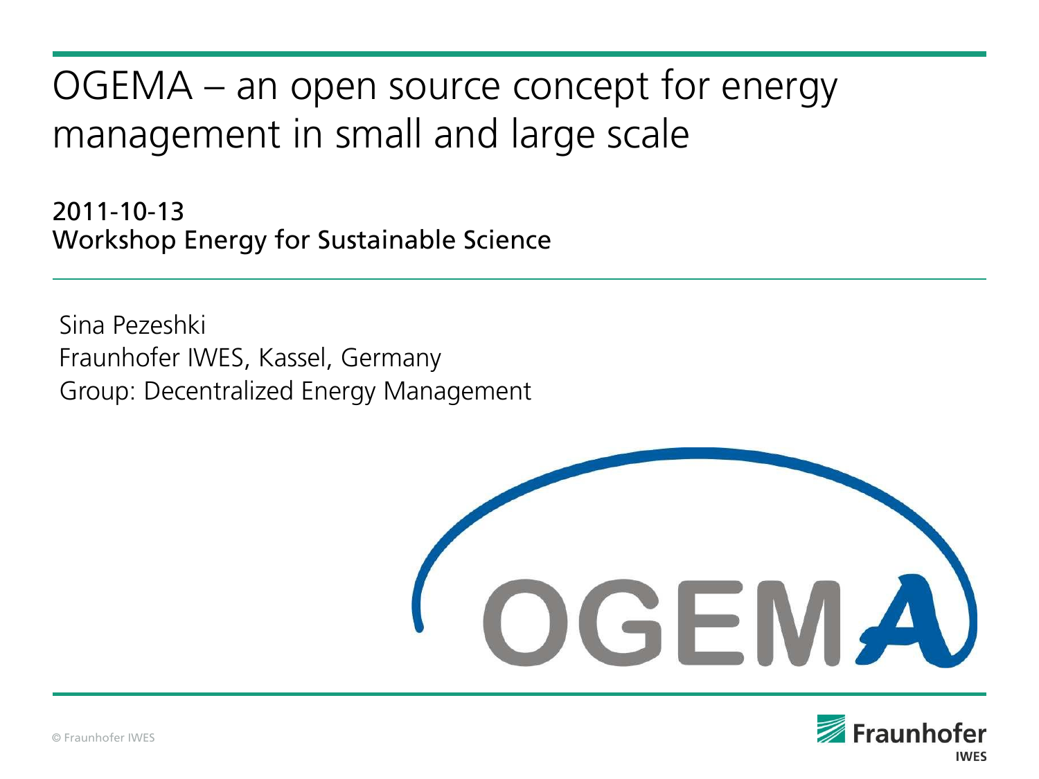# OGEMA – an open source concept for energy management in small and large scale

2011-10-13
Workshop Energy for Sustainable Science

Sina Pezeshki
Fraunhofer IWES, Kassel, Germany
Group: Decentralized Energy Management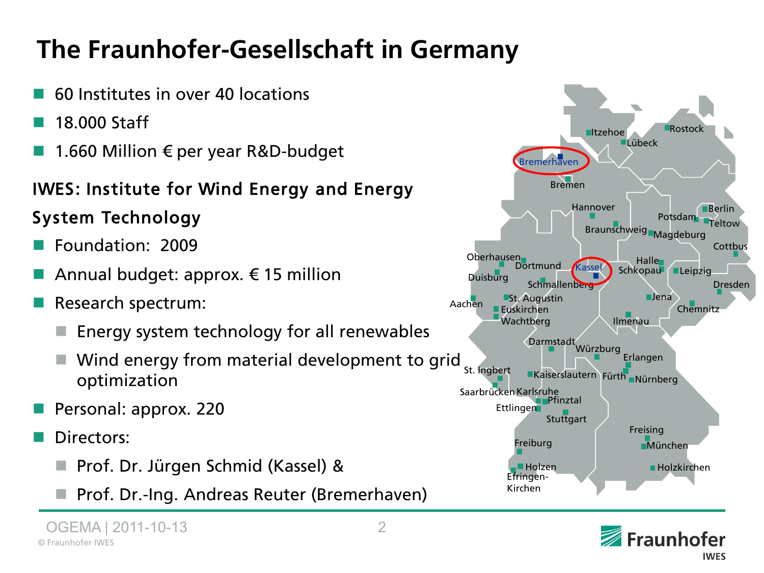# The Fraunhofer-Gesellschaft in Germany

- 60 Institutes in over 40 locations
- 18.000 Staff
- 1.660 Million € per year R&D-budget

## IWES: Institute for Wind Energy and Energy System Technology

- Foundation: 2009
- Annual budget: approx. € 15 million
- Research spectrum:
  - Energy system technology for all renewables
  - Wind energy from material development to grid optimization
- Personal: approx. 220
- Directors:
  - Prof. Dr. Jürgen Schmid (Kassel) &
  - Prof. Dr.-Ing. Andreas Reuter (Bremerhaven)

Itzehoe, Rostock, Lübeck, Bremerhaven, Bremen, Hannover, Berlin, Potsdam, Teltow, Braunschweig, Magdeburg, Cottbus, Oberhausen, Dortmund, Kassel, Halle, Schkopau, Leipzig, Duisburg, Schmallenberg, Dresden, Aachen, St. Augustin, Jena, Euskirchen, Chemnitz, Wachtberg, Ilmenau, Darmstadt, Würzburg, Erlangen, St. Ingbert, Kaiserslautern, Fürth, Nürnberg, Saarbrücken, Karlsruhe, Pfinztal, Ettlingen, Stuttgart, Freising, Freiburg, München, Holzen, Holzkirchen, Efringen-Kirchen

© Fraunhofer IWES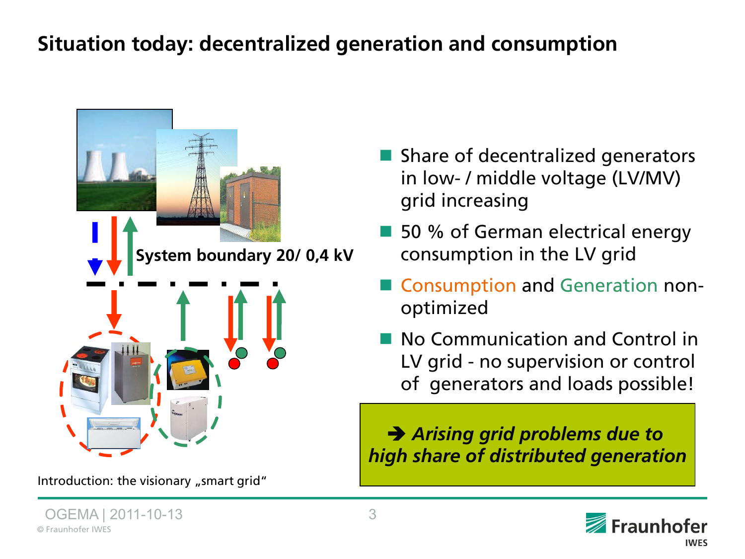# Situation today: decentralized generation and consumption

System boundary 20/ 0,4 kV

- Share of decentralized generators in low- / middle voltage (LV/MV) grid increasing
- 50 % of German electrical energy consumption in the LV grid
- Consumption and Generation non-optimized
- No Communication and Control in LV grid - no supervision or control of generators and loads possible!

**➔ *Arising grid problems due to high share of distributed generation***

Introduction: the visionary „smart grid“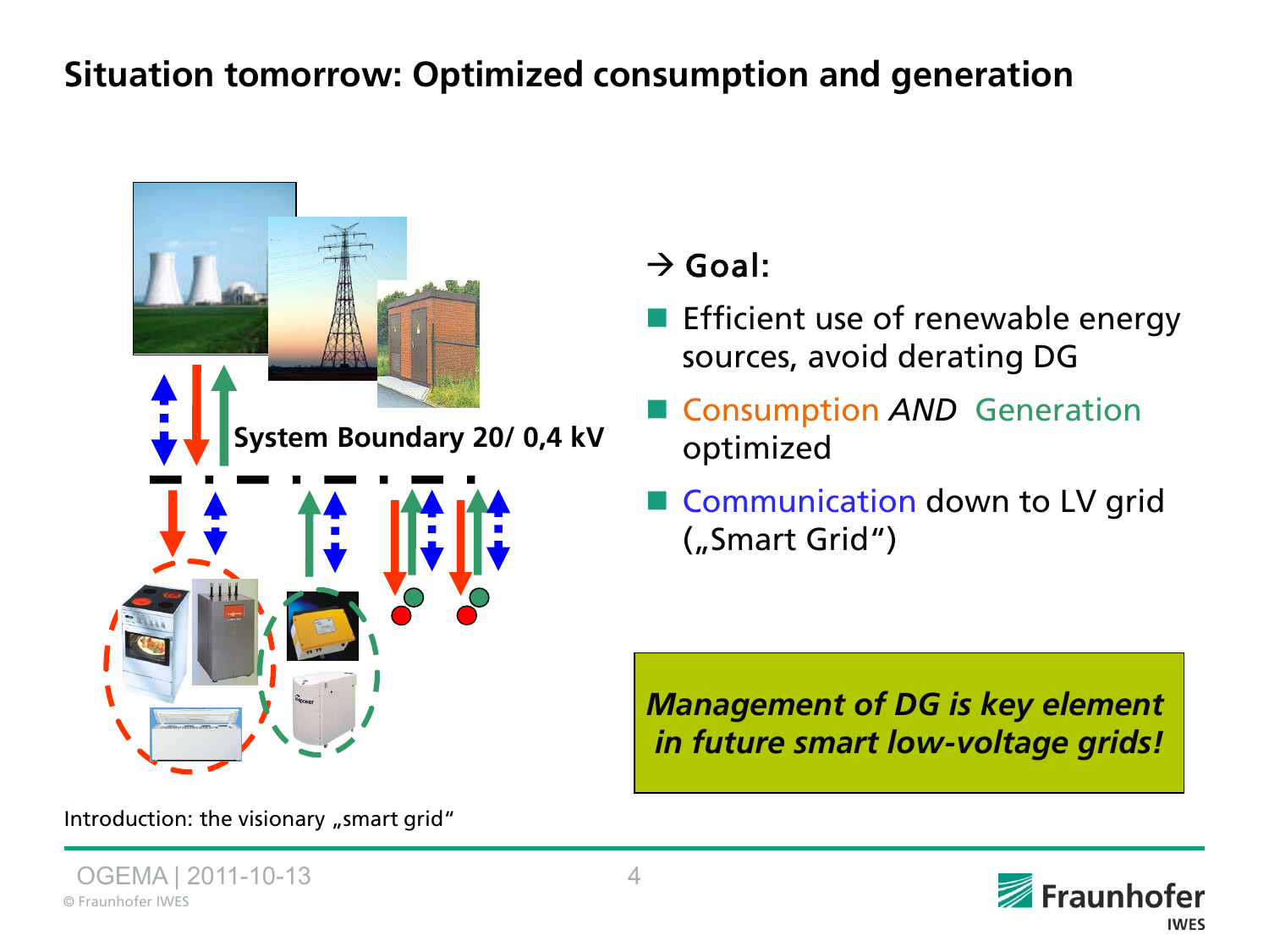# Situation tomorrow: Optimized consumption and generation

System Boundary 20/ 0,4 kV

→ **Goal:**

- Efficient use of renewable energy sources, avoid derating DG
- Consumption *AND* Generation optimized
- Communication down to LV grid („Smart Grid")

***Management of DG is key element in future smart low-voltage grids!***

Introduction: the visionary „smart grid"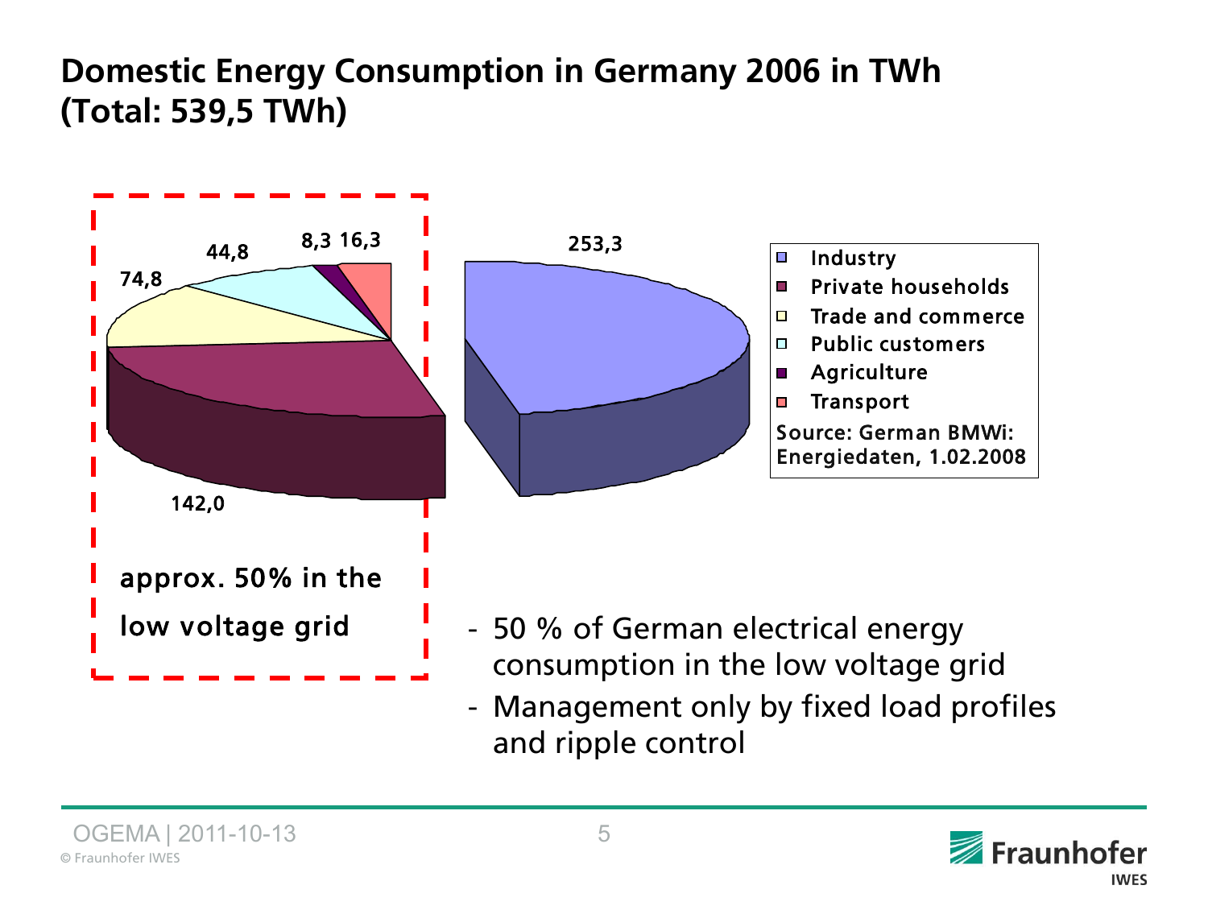# Domestic Energy Consumption in Germany 2006 in TWh (Total: 539,5 TWh)

253,3

142,0

74,8

44,8

8,3 16,3

- Industry
- Private households
- Trade and commerce
- Public customers
- Agriculture
- Transport

Source: German BMWi: Energiedaten, 1.02.2008

approx. 50% in the low voltage grid

- 50 % of German electrical energy consumption in the low voltage grid
- Management only by fixed load profiles and ripple control

OGEMA | 2011-10-13

© Fraunhofer IWES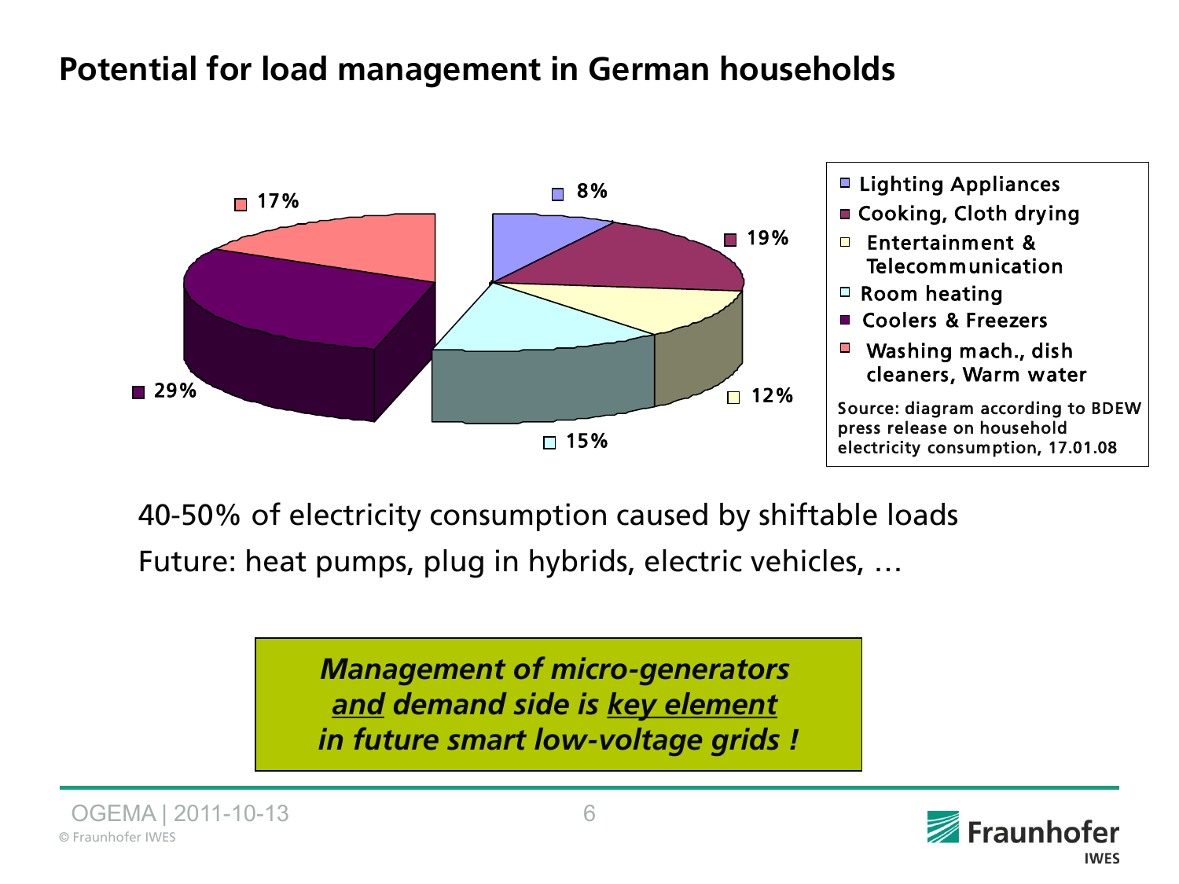# Potential for load management in German households

| Category | Share |
| --- | --- |
| Lighting Appliances | 8% |
| Cooking, Cloth drying | 19% |
| Entertainment & Telecommunication | 12% |
| Room heating | 15% |
| Coolers & Freezers | 29% |
| Washing mach., dish cleaners, Warm water | 17% |

Source: diagram according to BDEW press release on household electricity consumption, 17.01.08

40-50% of electricity consumption caused by shiftable loads

Future: heat pumps, plug in hybrids, electric vehicles, …

***Management of micro-generators <u>and</u> demand side is <u>key element</u> in future smart low-voltage grids !***

OGEMA | 2011-10-13

© Fraunhofer IWES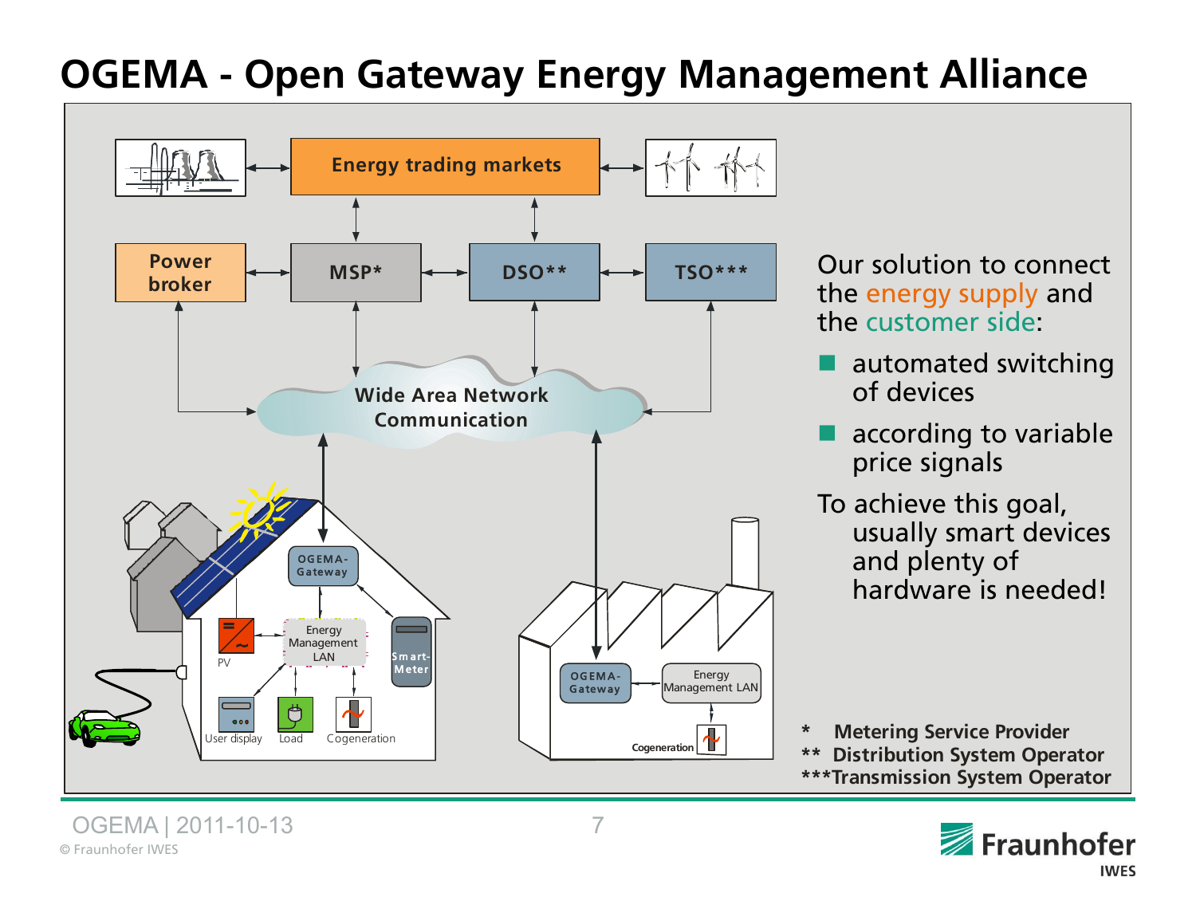# OGEMA - Open Gateway Energy Management Alliance

Energy trading markets

Power broker | MSP* | DSO** | TSO***

Wide Area Network Communication

OGEMA-Gateway

Energy Management LAN

PV

Smart-Meter

User display | Load | Cogeneration

OGEMA-Gateway

Energy Management LAN

Cogeneration

Our solution to connect the energy supply and the customer side:

- automated switching of devices
- according to variable price signals

To achieve this goal, usually smart devices and plenty of hardware is needed!

\* Metering Service Provider
\*\* Distribution System Operator
\*\*\*Transmission System Operator

OGEMA | 2011-10-13

© Fraunhofer IWES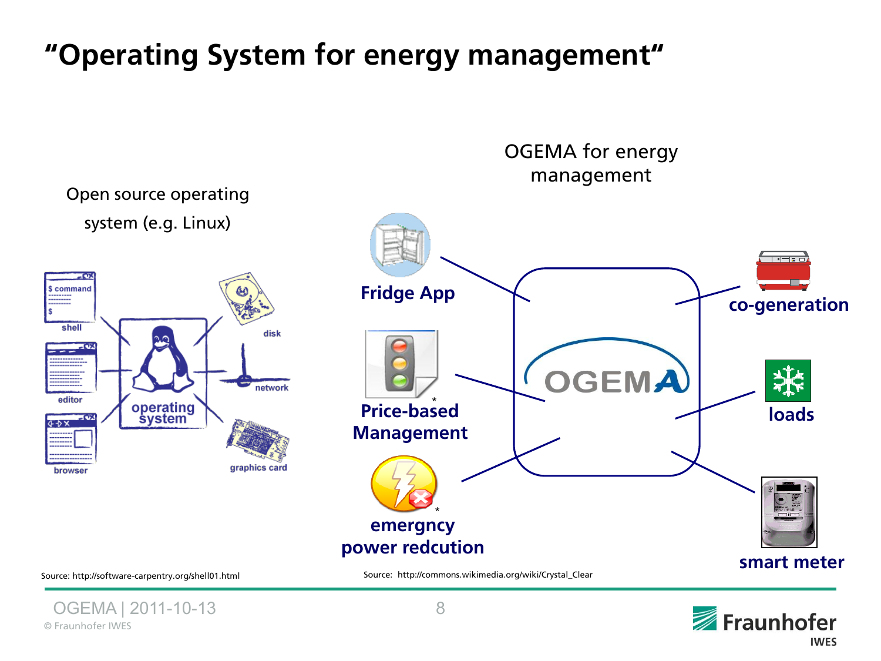# "Operating System for energy management"

Open source operating system (e.g. Linux)

shell · editor · browser · operating system · disk · network · graphics card

OGEMA for energy management

Fridge App · Price-based Management * · emergncy power redcution * · OGEMA · co-generation · loads · smart meter

Source: http://software-carpentry.org/shell01.html

Source: http://commons.wikimedia.org/wiki/Crystal_Clear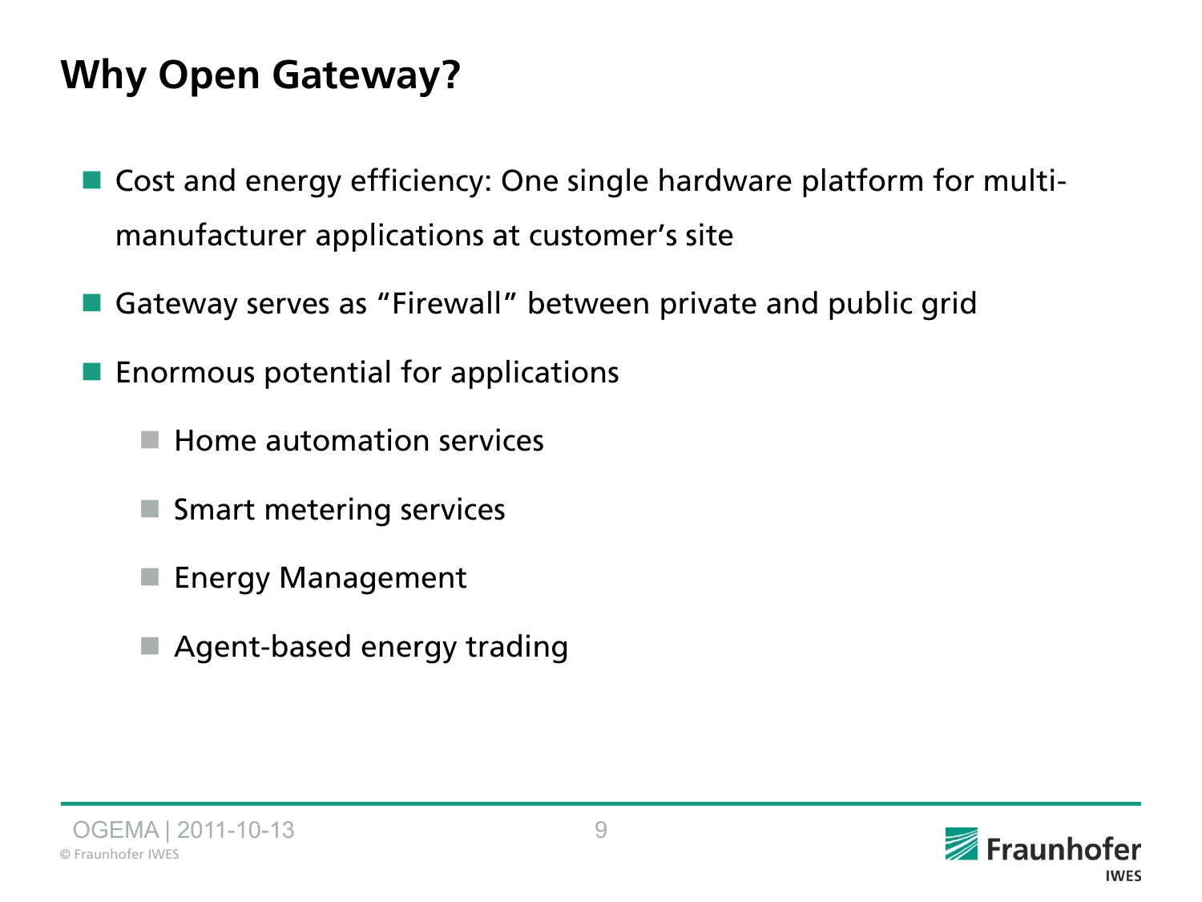# Why Open Gateway?

- Cost and energy efficiency: One single hardware platform for multi-manufacturer applications at customer's site
- Gateway serves as "Firewall" between private and public grid
- Enormous potential for applications
  - Home automation services
  - Smart metering services
  - Energy Management
  - Agent-based energy trading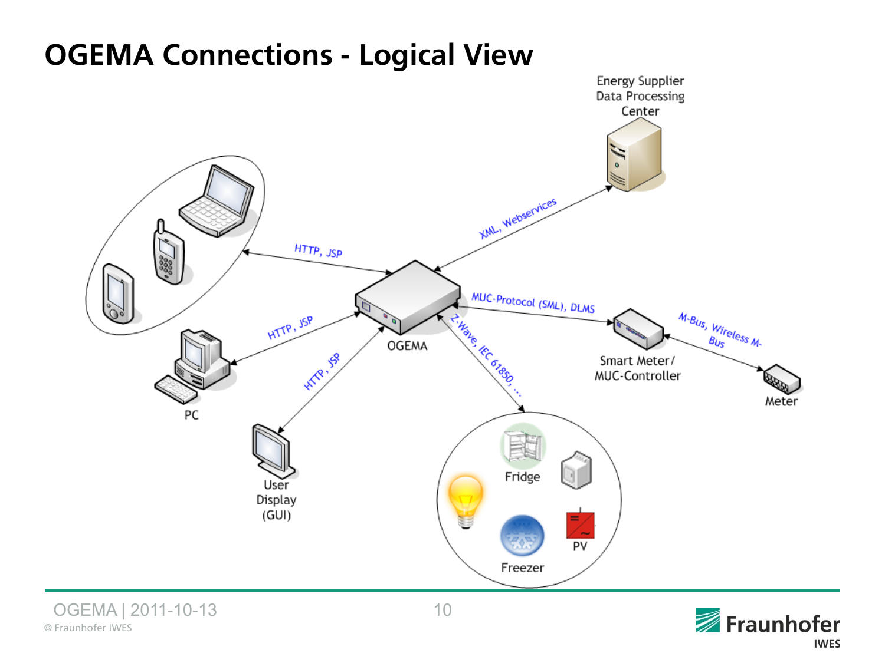# OGEMA Connections - Logical View

Energy Supplier Data Processing Center

XML, Webservices

HTTP, JSP

HTTP, JSP

HTTP, JSP

OGEMA

MUC-Protocol (SML), DLMS

Smart Meter/ MUC-Controller

M-Bus, Wireless M-Bus

Meter

Z-Wave, IEC 61850, ...

PC

User Display (GUI)

Fridge

Freezer

PV

© Fraunhofer IWES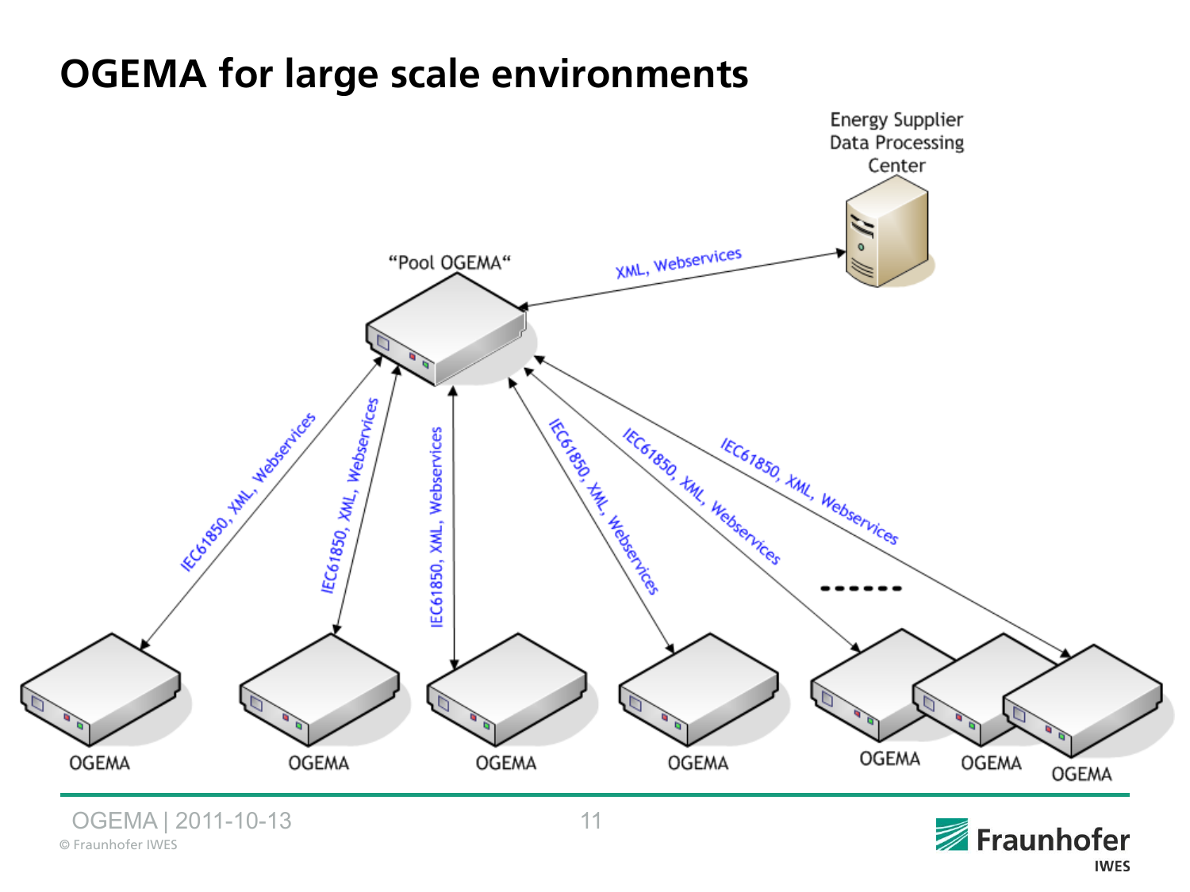# OGEMA for large scale environments

Energy Supplier Data Processing Center

"Pool OGEMA"

XML, Webservices

IEC61850, XML, Webservices

IEC61850, XML, Webservices

IEC61850, XML, Webservices

IEC61850, XML, Webservices

IEC61850, XML, Webservices

IEC61850, XML, Webservices

......

OGEMA

OGEMA

OGEMA

OGEMA

OGEMA

OGEMA

OGEMA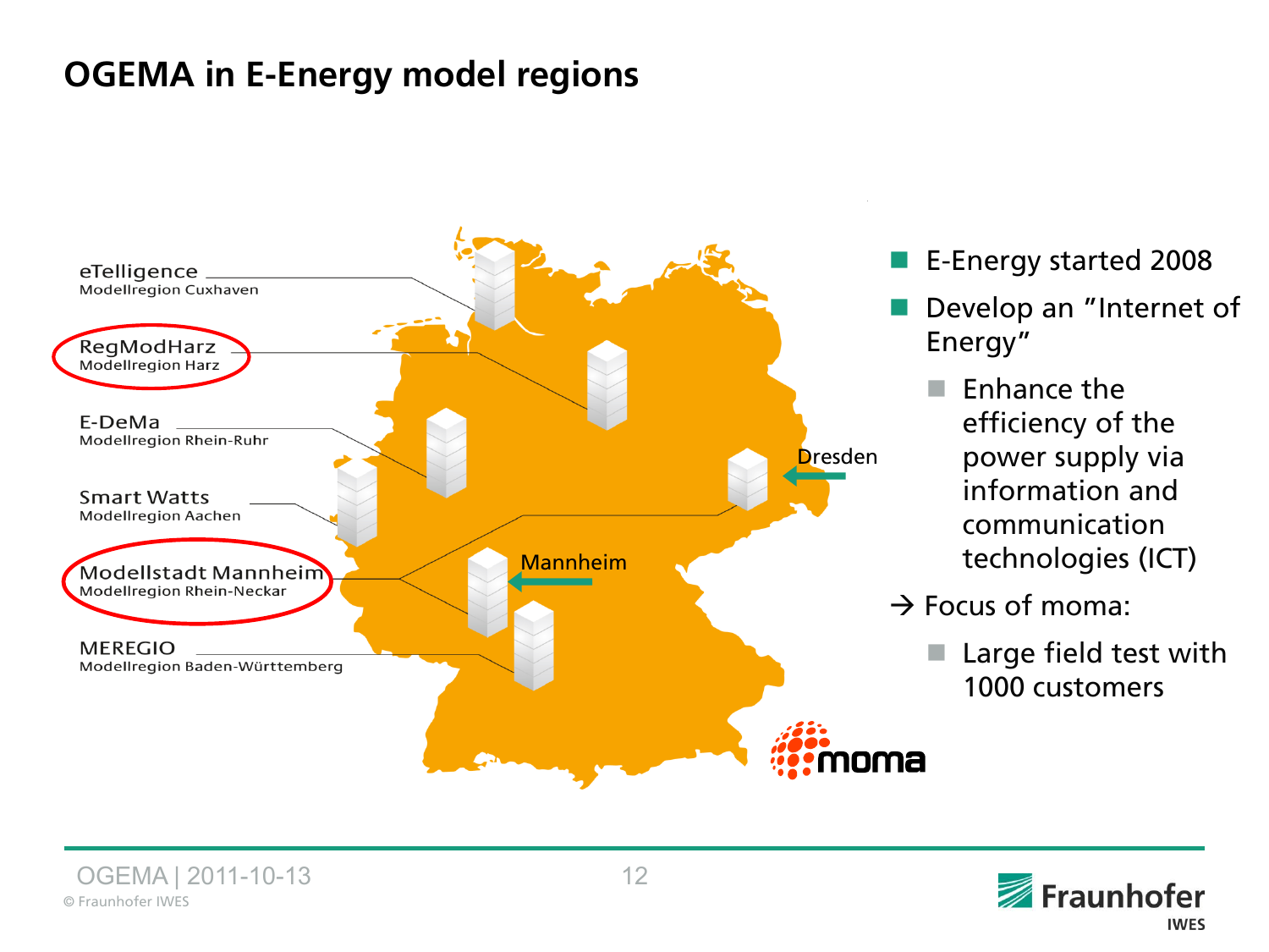# OGEMA in E-Energy model regions

eTelligence
Modellregion Cuxhaven

RegModHarz
Modellregion Harz

E-DeMa
Modellregion Rhein-Ruhr

Smart Watts
Modellregion Aachen

Modellstadt Mannheim
Modellregion Rhein-Neckar

MEREGIO
Modellregion Baden-Württemberg

Dresden

Mannheim

moma

- E-Energy started 2008
- Develop an "Internet of Energy"
  - Enhance the efficiency of the power supply via information and communication technologies (ICT)

→ Focus of moma:

- Large field test with 1000 customers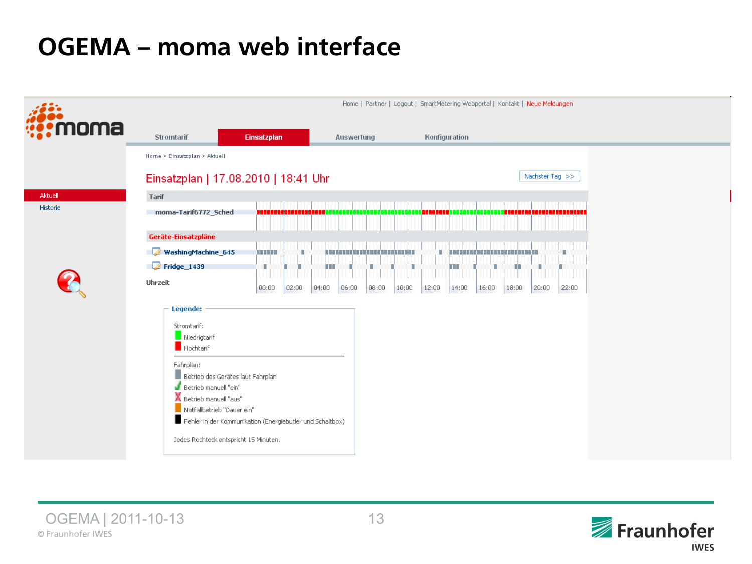# OGEMA – moma web interface

Home | Partner | Logout | SmartMetering Webportal | Kontakt | Neue Meldungen

Stromtarif | Einsatzplan | Auswertung | Konfiguration

Home > Einsatzplan > Aktuell

Aktuell

Historie

## Einsatzplan | 17.08.2010 | 18:41 Uhr

Nächster Tag >>

**Tarif**

moma-Tarif6772_Sched

**Geräte-Einsatzpläne**

WashingMachine_645

Fridge_1439

Uhrzeit: 00:00 02:00 04:00 06:00 08:00 10:00 12:00 14:00 16:00 18:00 20:00 22:00

**Legende:**

Stromtarif:
- Niedrigtarif
- Hochtarif

Fahrplan:
- Betrieb des Gerätes laut Fahrplan
- Betrieb manuell "ein"
- Betrieb manuell "aus"
- Notfallbetrieb "Dauer ein"
- Fehler in der Kommunikation (Energiebutler und Schaltbox)

Jedes Rechteck entspricht 15 Minuten.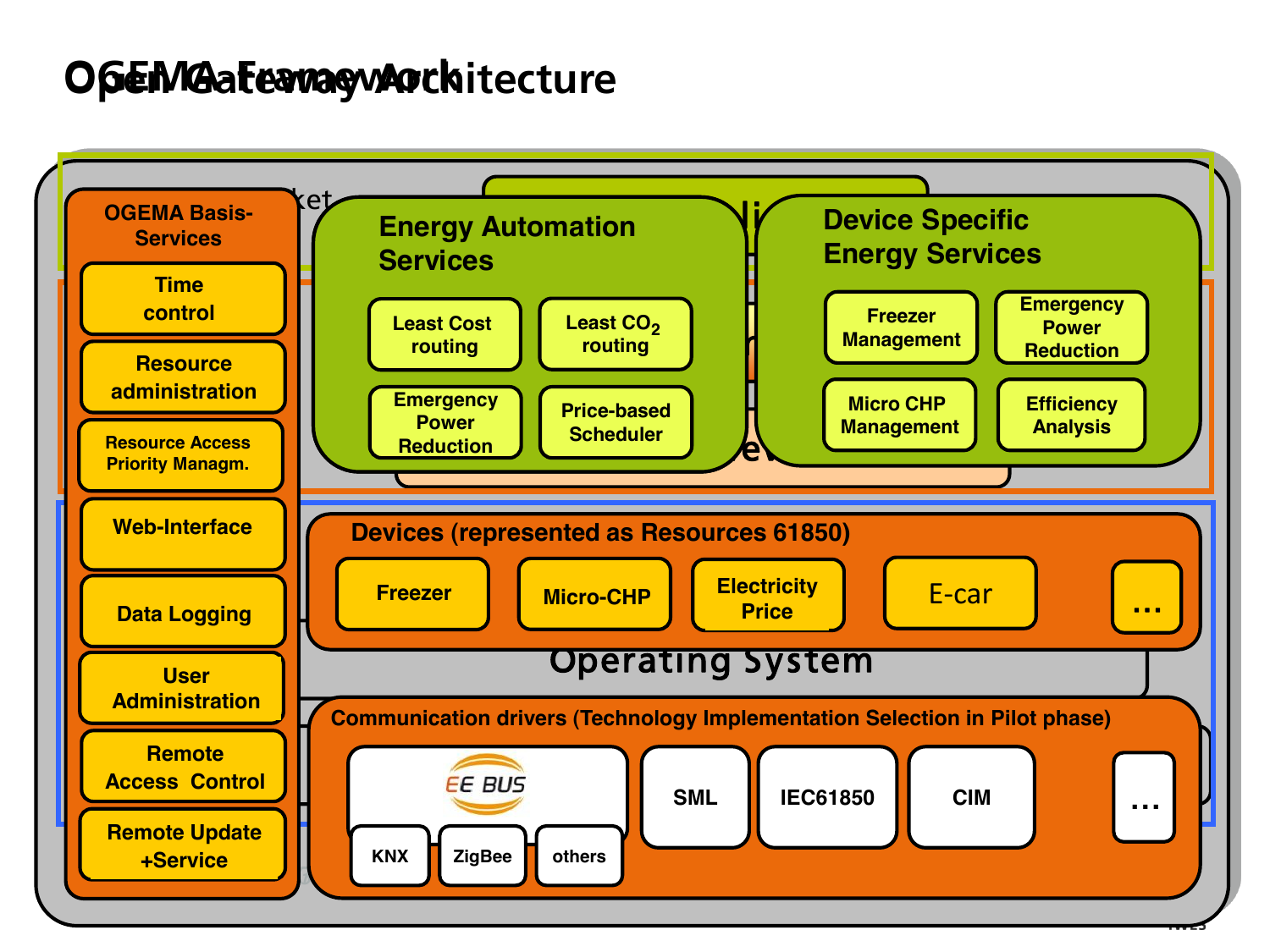# OGEMA Framework / Open Gateway Architecture

**OGEMA Basis-Services**

- Time control
- Resource administration
- Resource Access Priority Managm.
- Web-Interface
- Data Logging
- User Administration
- Remote Access Control
- Remote Update +Service

**Energy Automation Services**

- Least Cost routing
- Least $CO_2$ routing
- Emergency Power Reduction
- Price-based Scheduler

**Device Specific Energy Services**

- Freezer Management
- Emergency Power Reduction
- Micro CHP Management
- Efficiency Analysis

**Devices (represented as Resources 61850)**

- Freezer
- Micro-CHP
- Electricity Price
- E-car
- …

Operating System

**Communication drivers (Technology Implementation Selection in Pilot phase)**

- EE BUS
  - KNX
  - ZigBee
  - others
- SML
- IEC61850
- CIM
- …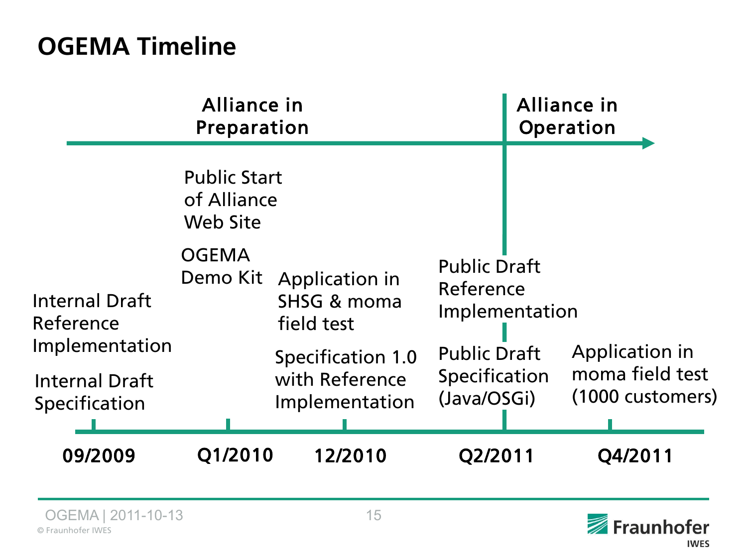# OGEMA Timeline

**Alliance in Preparation** → **Alliance in Operation** (from Q2/2011)

- **09/2009**
  - Internal Draft Reference Implementation
  - Internal Draft Specification
- **Q1/2010**
  - Public Start of Alliance Web Site
  - OGEMA Demo Kit
- **12/2010**
  - Application in SHSG & moma field test
  - Specification 1.0 with Reference Implementation
- **Q2/2011**
  - Public Draft Reference Implementation
  - Public Draft Specification (Java/OSGi)
- **Q4/2011**
  - Application in moma field test (1000 customers)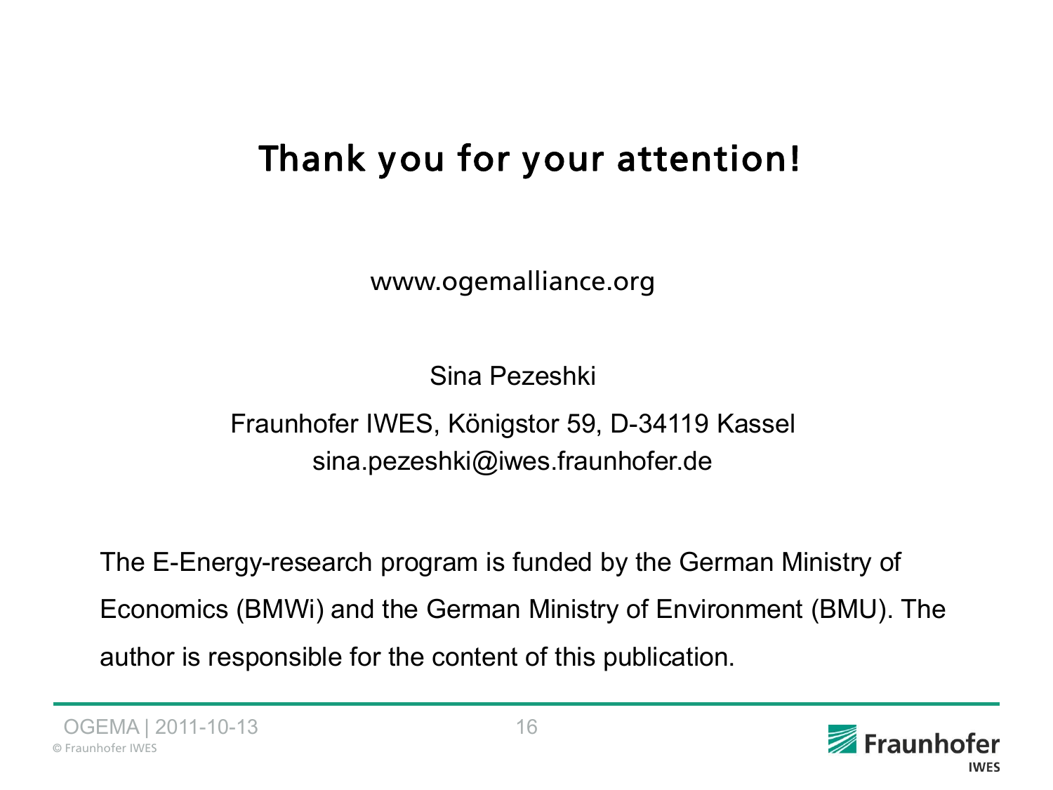# Thank you for your attention!

www.ogemalliance.org

Sina Pezeshki

Fraunhofer IWES, Königstor 59, D-34119 Kassel
sina.pezeshki@iwes.fraunhofer.de

The E-Energy-research program is funded by the German Ministry of Economics (BMWi) and the German Ministry of Environment (BMU). The author is responsible for the content of this publication.